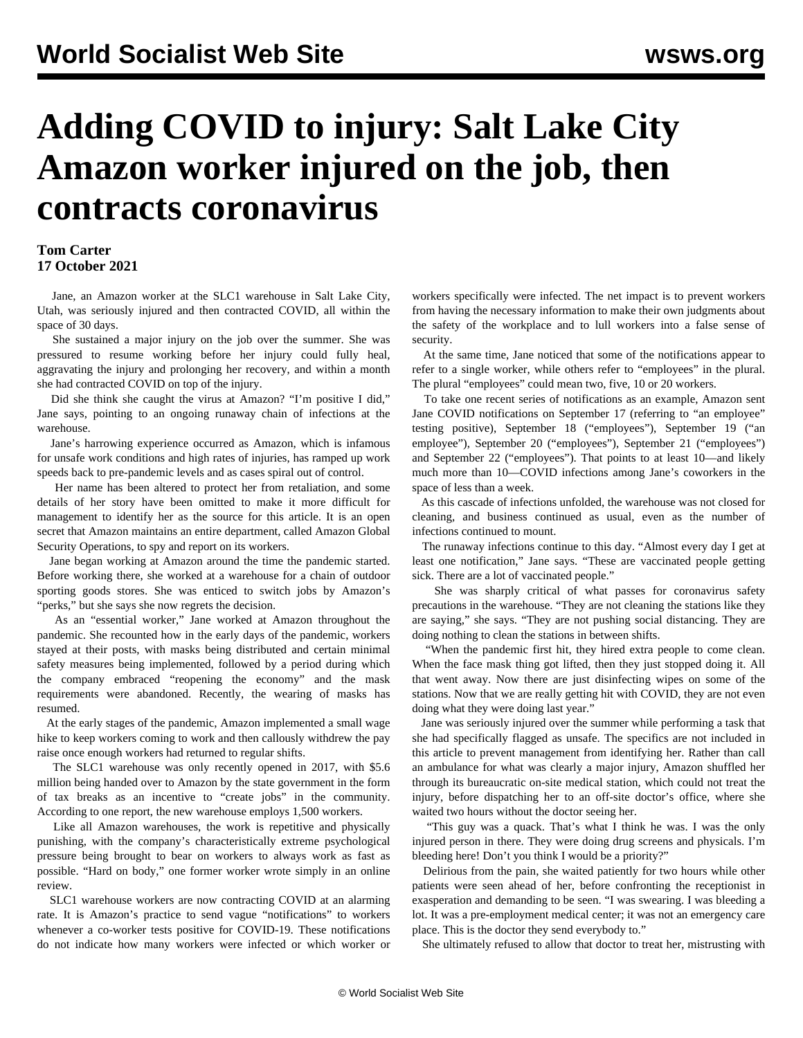# Adding COVID to injury: Salt Lake City Amazon worker injured on the job, then contracts coronavirus

**Tom Carter**
**17 October 2021**

Jane, an Amazon worker at the SLC1 warehouse in Salt Lake City, Utah, was seriously injured and then contracted COVID, all within the space of 30 days.

She sustained a major injury on the job over the summer. She was pressured to resume working before her injury could fully heal, aggravating the injury and prolonging her recovery, and within a month she had contracted COVID on top of the injury.

Did she think she caught the virus at Amazon? "I'm positive I did," Jane says, pointing to an ongoing runaway chain of infections at the warehouse.

Jane's harrowing experience occurred as Amazon, which is infamous for unsafe work conditions and high rates of injuries, has ramped up work speeds back to pre-pandemic levels and as cases spiral out of control.

Her name has been altered to protect her from retaliation, and some details of her story have been omitted to make it more difficult for management to identify her as the source for this article. It is an open secret that Amazon maintains an entire department, called Amazon Global Security Operations, to spy and report on its workers.

Jane began working at Amazon around the time the pandemic started. Before working there, she worked at a warehouse for a chain of outdoor sporting goods stores. She was enticed to switch jobs by Amazon's "perks," but she says she now regrets the decision.

As an "essential worker," Jane worked at Amazon throughout the pandemic. She recounted how in the early days of the pandemic, workers stayed at their posts, with masks being distributed and certain minimal safety measures being implemented, followed by a period during which the company embraced "reopening the economy" and the mask requirements were abandoned. Recently, the wearing of masks has resumed.

At the early stages of the pandemic, Amazon implemented a small wage hike to keep workers coming to work and then callously withdrew the pay raise once enough workers had returned to regular shifts.

The SLC1 warehouse was only recently opened in 2017, with $5.6 million being handed over to Amazon by the state government in the form of tax breaks as an incentive to "create jobs" in the community. According to one report, the new warehouse employs 1,500 workers.

Like all Amazon warehouses, the work is repetitive and physically punishing, with the company's characteristically extreme psychological pressure being brought to bear on workers to always work as fast as possible. "Hard on body," one former worker wrote simply in an online review.

SLC1 warehouse workers are now contracting COVID at an alarming rate. It is Amazon's practice to send vague "notifications" to workers whenever a co-worker tests positive for COVID-19. These notifications do not indicate how many workers were infected or which worker or workers specifically were infected. The net impact is to prevent workers from having the necessary information to make their own judgments about the safety of the workplace and to lull workers into a false sense of security.

At the same time, Jane noticed that some of the notifications appear to refer to a single worker, while others refer to "employees" in the plural. The plural "employees" could mean two, five, 10 or 20 workers.

To take one recent series of notifications as an example, Amazon sent Jane COVID notifications on September 17 (referring to "an employee" testing positive), September 18 ("employees"), September 19 ("an employee"), September 20 ("employees"), September 21 ("employees") and September 22 ("employees"). That points to at least 10—and likely much more than 10—COVID infections among Jane's coworkers in the space of less than a week.

As this cascade of infections unfolded, the warehouse was not closed for cleaning, and business continued as usual, even as the number of infections continued to mount.

The runaway infections continue to this day. "Almost every day I get at least one notification," Jane says. "These are vaccinated people getting sick. There are a lot of vaccinated people."

She was sharply critical of what passes for coronavirus safety precautions in the warehouse. "They are not cleaning the stations like they are saying," she says. "They are not pushing social distancing. They are doing nothing to clean the stations in between shifts.

"When the pandemic first hit, they hired extra people to come clean. When the face mask thing got lifted, then they just stopped doing it. All that went away. Now there are just disinfecting wipes on some of the stations. Now that we are really getting hit with COVID, they are not even doing what they were doing last year."

Jane was seriously injured over the summer while performing a task that she had specifically flagged as unsafe. The specifics are not included in this article to prevent management from identifying her. Rather than call an ambulance for what was clearly a major injury, Amazon shuffled her through its bureaucratic on-site medical station, which could not treat the injury, before dispatching her to an off-site doctor's office, where she waited two hours without the doctor seeing her.

"This guy was a quack. That's what I think he was. I was the only injured person in there. They were doing drug screens and physicals. I'm bleeding here! Don't you think I would be a priority?"

Delirious from the pain, she waited patiently for two hours while other patients were seen ahead of her, before confronting the receptionist in exasperation and demanding to be seen. "I was swearing. I was bleeding a lot. It was a pre-employment medical center; it was not an emergency care place. This is the doctor they send everybody to."

She ultimately refused to allow that doctor to treat her, mistrusting with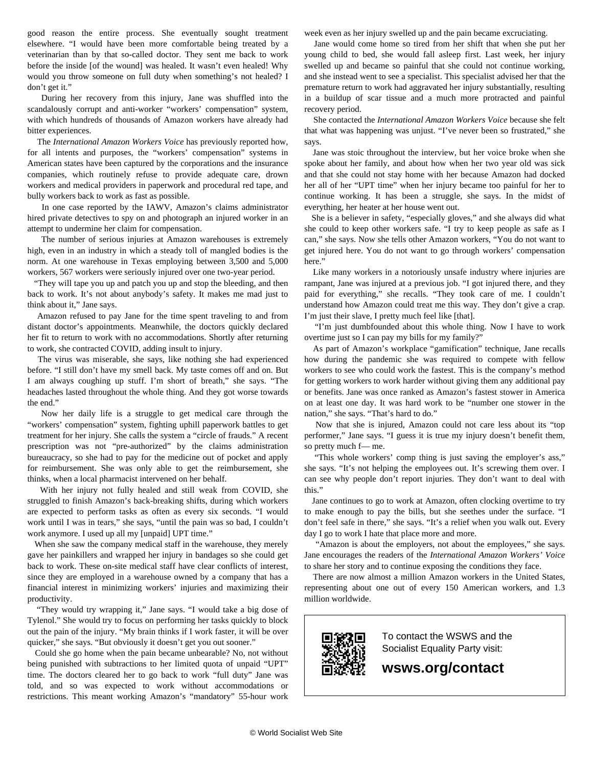good reason the entire process. She eventually sought treatment elsewhere. "I would have been more comfortable being treated by a veterinarian than by that so-called doctor. They sent me back to work before the inside [of the wound] was healed. It wasn't even healed! Why would you throw someone on full duty when something's not healed? I don't get it."

During her recovery from this injury, Jane was shuffled into the scandalously corrupt and anti-worker "workers' compensation" system, with which hundreds of thousands of Amazon workers have already had bitter experiences.

The *International Amazon Workers Voice* has previously reported how, for all intents and purposes, the "workers' compensation" systems in American states have been captured by the corporations and the insurance companies, which routinely refuse to provide adequate care, drown workers and medical providers in paperwork and procedural red tape, and bully workers back to work as fast as possible.

In one case reported by the IAWV, Amazon's claims administrator hired private detectives to spy on and photograph an injured worker in an attempt to undermine her claim for compensation.

The number of serious injuries at Amazon warehouses is extremely high, even in an industry in which a steady toll of mangled bodies is the norm. At one warehouse in Texas employing between 3,500 and 5,000 workers, 567 workers were seriously injured over one two-year period.

"They will tape you up and patch you up and stop the bleeding, and then back to work. It's not about anybody's safety. It makes me mad just to think about it," Jane says.

Amazon refused to pay Jane for the time spent traveling to and from distant doctor's appointments. Meanwhile, the doctors quickly declared her fit to return to work with no accommodations. Shortly after returning to work, she contracted COVID, adding insult to injury.

The virus was miserable, she says, like nothing she had experienced before. "I still don't have my smell back. My taste comes off and on. But I am always coughing up stuff. I'm short of breath," she says. "The headaches lasted throughout the whole thing. And they got worse towards the end."

Now her daily life is a struggle to get medical care through the "workers' compensation" system, fighting uphill paperwork battles to get treatment for her injury. She calls the system a "circle of frauds." A recent prescription was not "pre-authorized" by the claims administration bureaucracy, so she had to pay for the medicine out of pocket and apply for reimbursement. She was only able to get the reimbursement, she thinks, when a local pharmacist intervened on her behalf.

With her injury not fully healed and still weak from COVID, she struggled to finish Amazon's back-breaking shifts, during which workers are expected to perform tasks as often as every six seconds. "I would work until I was in tears," she says, "until the pain was so bad, I couldn't work anymore. I used up all my [unpaid] UPT time."

When she saw the company medical staff in the warehouse, they merely gave her painkillers and wrapped her injury in bandages so she could get back to work. These on-site medical staff have clear conflicts of interest, since they are employed in a warehouse owned by a company that has a financial interest in minimizing workers' injuries and maximizing their productivity.

"They would try wrapping it," Jane says. "I would take a big dose of Tylenol." She would try to focus on performing her tasks quickly to block out the pain of the injury. "My brain thinks if I work faster, it will be over quicker," she says. "But obviously it doesn't get you out sooner."

Could she go home when the pain became unbearable? No, not without being punished with subtractions to her limited quota of unpaid "UPT" time. The doctors cleared her to go back to work "full duty" Jane was told, and so was expected to work without accommodations or restrictions. This meant working Amazon's "mandatory" 55-hour work week even as her injury swelled up and the pain became excruciating.

Jane would come home so tired from her shift that when she put her young child to bed, she would fall asleep first. Last week, her injury swelled up and became so painful that she could not continue working, and she instead went to see a specialist. This specialist advised her that the premature return to work had aggravated her injury substantially, resulting in a buildup of scar tissue and a much more protracted and painful recovery period.

She contacted the *International Amazon Workers Voice* because she felt that what was happening was unjust. "I've never been so frustrated," she says.

Jane was stoic throughout the interview, but her voice broke when she spoke about her family, and about how when her two year old was sick and that she could not stay home with her because Amazon had docked her all of her "UPT time" when her injury became too painful for her to continue working. It has been a struggle, she says. In the midst of everything, her heater at her house went out.

She is a believer in safety, "especially gloves," and she always did what she could to keep other workers safe. "I try to keep people as safe as I can," she says. Now she tells other Amazon workers, "You do not want to get injured here. You do not want to go through workers' compensation here."

Like many workers in a notoriously unsafe industry where injuries are rampant, Jane was injured at a previous job. "I got injured there, and they paid for everything," she recalls. "They took care of me. I couldn't understand how Amazon could treat me this way. They don't give a crap. I'm just their slave, I pretty much feel like [that].

"I'm just dumbfounded about this whole thing. Now I have to work overtime just so I can pay my bills for my family?"

As part of Amazon's workplace "gamification" technique, Jane recalls how during the pandemic she was required to compete with fellow workers to see who could work the fastest. This is the company's method for getting workers to work harder without giving them any additional pay or benefits. Jane was once ranked as Amazon's fastest stower in America on at least one day. It was hard work to be "number one stower in the nation," she says. "That's hard to do."

Now that she is injured, Amazon could not care less about its "top performer," Jane says. "I guess it is true my injury doesn't benefit them, so pretty much f— me.

"This whole workers' comp thing is just saving the employer's ass," she says. "It's not helping the employees out. It's screwing them over. I can see why people don't report injuries. They don't want to deal with this."

Jane continues to go to work at Amazon, often clocking overtime to try to make enough to pay the bills, but she seethes under the surface. "I don't feel safe in there," she says. "It's a relief when you walk out. Every day I go to work I hate that place more and more.

"Amazon is about the employers, not about the employees," she says. Jane encourages the readers of the *International Amazon Workers' Voice* to share her story and to continue exposing the conditions they face.

There are now almost a million Amazon workers in the United States, representing about one out of every 150 American workers, and 1.3 million worldwide.

To contact the WSWS and the Socialist Equality Party visit:

**wsws.org/contact**